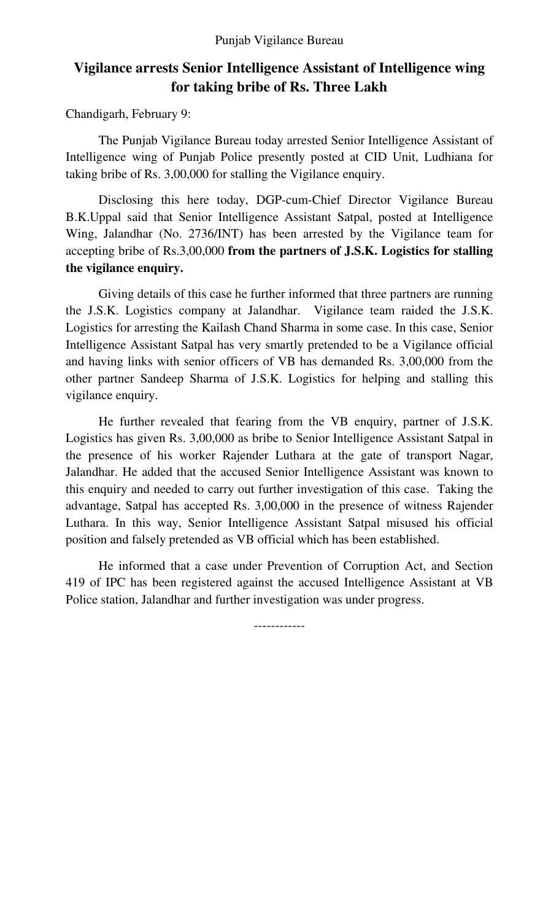Punjab Vigilance Bureau

# Vigilance arrests Senior Intelligence Assistant of Intelligence wing for taking bribe of Rs. Three Lakh

Chandigarh, February 9:

The Punjab Vigilance Bureau today arrested Senior Intelligence Assistant of Intelligence wing of Punjab Police presently posted at CID Unit, Ludhiana for taking bribe of Rs. 3,00,000 for stalling the Vigilance enquiry.

Disclosing this here today, DGP-cum-Chief Director Vigilance Bureau B.K.Uppal said that Senior Intelligence Assistant Satpal, posted at Intelligence Wing, Jalandhar (No. 2736/INT) has been arrested by the Vigilance team for accepting bribe of Rs.3,00,000 **from the partners of J.S.K. Logistics for stalling the vigilance enquiry.**

Giving details of this case he further informed that three partners are running the J.S.K. Logistics company at Jalandhar. Vigilance team raided the J.S.K. Logistics for arresting the Kailash Chand Sharma in some case. In this case, Senior Intelligence Assistant Satpal has very smartly pretended to be a Vigilance official and having links with senior officers of VB has demanded Rs. 3,00,000 from the other partner Sandeep Sharma of J.S.K. Logistics for helping and stalling this vigilance enquiry.

He further revealed that fearing from the VB enquiry, partner of J.S.K. Logistics has given Rs. 3,00,000 as bribe to Senior Intelligence Assistant Satpal in the presence of his worker Rajender Luthara at the gate of transport Nagar, Jalandhar. He added that the accused Senior Intelligence Assistant was known to this enquiry and needed to carry out further investigation of this case. Taking the advantage, Satpal has accepted Rs. 3,00,000 in the presence of witness Rajender Luthara. In this way, Senior Intelligence Assistant Satpal misused his official position and falsely pretended as VB official which has been established.

He informed that a case under Prevention of Corruption Act, and Section 419 of IPC has been registered against the accused Intelligence Assistant at VB Police station, Jalandhar and further investigation was under progress.

------------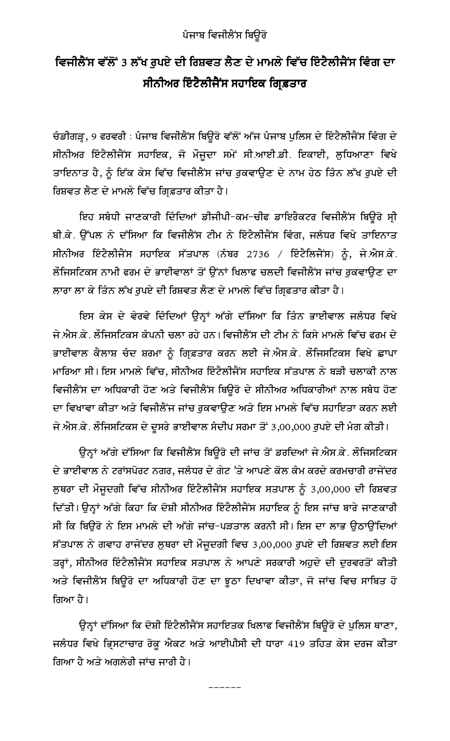ਪੰਜਾਬ ਵਿਜੀਲੈਂਸ ਬਿਊਰੋ

# ਵਿਜੀਲੈਂਸ ਵੱਲੋਂ 3 ਲੱਖ ਰੁਪਏ ਦੀ ਰਿਸ਼ਵਤ ਲੈਣ ਦੇ ਮਾਮਲੇ ਵਿੱਚ ਇੰਟੈਲੀਜੈਂਸ ਵਿੰਗ ਦਾ ਸੀਨੀਅਰ ਇੰਟੈਲੀਜੈਂਸ ਸਹਾਇਕ ਗ੍ਰਿਫ਼ਤਾਰ

ਚੰਡੀਗੜ੍ਹ, 9 ਫਰਵਰੀ : ਪੰਜਾਬ ਵਿਜੀਲੈਂਸ ਬਿਊਰੋ ਵੱਲੋਂ ਅੱਜ ਪੰਜਾਬ ਪੁਲਿਸ ਦੇ ਇੰਟੈਲੀਜੈਂਸ ਵਿੰਗ ਦੇ ਸੀਨੀਅਰ ਇੰਟੈਲੀਜੈਂਸ ਸਹਾਇਕ, ਜੋ ਮੌਜੂਦਾ ਸਮੇਂ ਸੀ.ਆਈ.ਡੀ. ਇਕਾਈ, ਲੁਧਿਆਣਾ ਵਿਖੇ ਤਾਇਨਾਤ ਹੈ, ਨੂੰ ਇੱਕ ਕੇਸ ਵਿੱਚ ਵਿਜੀਲੈਂਸ ਜਾਂਚ ਰੁਕਵਾਉਣ ਦੇ ਨਾਮ ਹੇਠ ਤਿੰਨ ਲੱਖ ਰੁਪਏ ਦੀ ਰਿਸ਼ਵਤ ਲੈਣ ਦੇ ਮਾਮਲੇ ਵਿੱਚ ਗ੍ਰਿਫ਼ਤਾਰ ਕੀਤਾ ਹੈ।

ਇਹ ਸਬੰਧੀ ਜਾਣਕਾਰੀ ਦਿੰਦਿਆਂ ਡੀਜੀਪੀ-ਕਮ-ਚੀਫ ਡਾਇਰੈਕਟਰ ਵਿਜੀਲੈਂਸ ਬਿਊਰੋ ਸ੍ਰੀ ਬੀ.ਕੇ. ਉੱਪਲ ਨੇ ਦੱਸਿਆ ਕਿ ਵਿਜੀਲੈਂਸ ਟੀਮ ਨੇ ਇੰਟੈਲੀਜੈਂਸ ਵਿੰਗ, ਜਲੰਧਰ ਵਿਖੇ ਤਾਇਨਾਤ ਸੀਨੀਅਰ ਇੰਟੈਲੀਜੈਂਸ ਸਹਾਇਕ ਸੱਤਪਾਲ (ਨੰਬਰ 2736 / ਇੰਟੈਲਿਜੈਂਸ) ਨੂੰ, ਜੇ.ਐਸ.ਕੇ. ਲੌਜਿਸਟਿਕਸ ਨਾਮੀ ਫਰਮ ਦੇ ਭਾਈਵਾਲਾਂ ਤੋਂ ਉਨਾਂ ਖਿਲਾਫ ਚਲਦੀ ਵਿਜੀਲੈਂਸ ਜਾਂਚ ਰੁਕਵਾਉਣ ਦਾ ਲਾਰਾ ਲਾ ਕੇ ਤਿੰਨ ਲੱਖ ਰੁਪਏ ਦੀ ਰਿਸ਼ਵਤ ਲੈਣ ਦੇ ਮਾਮਲੇ ਵਿੱਚ ਗ੍ਰਿਫਤਾਰ ਕੀਤਾ ਹੈ।

ਇਸ ਕੇਸ ਦੇ ਵੇਰਵੇ ਦਿੰਦਿਆਂ ਉਨ੍ਹਾਂ ਅੱਗੇ ਦੱਸਿਆ ਕਿ ਤਿੰਨ ਭਾਈਵਾਲ ਜਲੰਧਰ ਵਿਖੇ ਜੇ.ਐਸ.ਕੇ. ਲੌਜਿਸਟਿਕਸ ਕੰਪਨੀ ਚਲਾ ਰਹੇ ਹਨ। ਵਿਜੀਲੈਂਸ ਦੀ ਟੀਮ ਨੇ ਕਿਸੇ ਮਾਮਲੇ ਵਿੱਚ ਫਰਮ ਦੇ ਭਾਈਵਾਲ ਕੈਲਾਸ਼ ਚੰਦ ਸ਼ਰਮਾ ਨੂੰ ਗ੍ਰਿਫ਼ਤਾਰ ਕਰਨ ਲਈ ਜੇ.ਐਸ.ਕੇ. ਲੌਜਿਸਟਿਕਸ ਵਿਖੇ ਛਾਪਾ ਮਾਰਿਆ ਸੀ। ਇਸ ਮਾਮਲੇ ਵਿੱਚ, ਸੀਨੀਅਰ ਇੰਟੈਲੀਜੈਂਸ ਸਹਾਇਕ ਸੱਤਪਾਲ ਨੇ ਬੜੀ ਚਲਾਕੀ ਨਾਲ ਵਿਜੀਲੈਂਸ ਦਾ ਅਧਿਕਾਰੀ ਹੋਣ ਅਤੇ ਵਿਜੀਲੈਂਸ ਬਿਊਰੋ ਦੇ ਸੀਨੀਅਰ ਅਧਿਕਾਰੀਆਂ ਨਾਲ ਸਬੰਧ ਹੋਣ ਦਾ ਵਿਖਾਵਾ ਕੀਤਾ ਅਤੇ ਵਿਜੀਲੈਂਜ ਜਾਂਚ ਰੁਕਵਾਉਣ ਅਤੇ ਇਸ ਮਾਮਲੇ ਵਿੱਚ ਸਹਾਇਤਾ ਕਰਨ ਲਈ ਜੇ.ਐਸ.ਕੇ. ਲੌਜਿਸਟਿਕਸ ਦੇ ਦੂਸਰੇ ਭਾਈਵਾਲ ਸੰਦੀਪ ਸਰਮਾ ਤੋਂ 3,00,000 ਰੁਪਏ ਦੀ ਮੰਗ ਕੀਤੀ।

ਉਨ੍ਹਾਂ ਅੱਗੇ ਦੱਸਿਆ ਕਿ ਵਿਜੀਲੈਂਸ ਬਿਊਰੋ ਦੀ ਜਾਂਚ ਤੋਂ ਡਰਦਿਆਂ ਜੇ.ਐਸ.ਕੇ. ਲੌਜਿਸਟਿਕਸ ਦੇ ਭਾਈਵਾਲ ਨੇ ਟਰਾਂਸਪੋਰਟ ਨਗਰ, ਜਲੰਧਰ ਦੇ ਗੇਟ 'ਤੇ ਆਪਣੇ ਕੋਲ ਕੰਮ ਕਰਦੇ ਕਰਮਚਾਰੀ ਰਾਜੇਂਦਰ ਲੁਥਰਾ ਦੀ ਮੌਜੂਦਗੀ ਵਿੱਚ ਸੀਨੀਅਰ ਇੰਟੈਲੀਜੈਂਸ ਸਹਾਇਕ ਸਤਪਾਲ ਨੂੰ 3,00,000 ਦੀ ਰਿਸ਼ਵਤ ਦਿੱਤੀ। ਉਨ੍ਹਾਂ ਅੱਗੇ ਕਿਹਾ ਕਿ ਦੋਸ਼ੀ ਸੀਨੀਅਰ ਇੰਟੈਲੀਜੈਂਸ ਸਹਾਇਕ ਨੂੰ ਇਸ ਜਾਂਚ ਬਾਰੇ ਜਾਣਕਾਰੀ ਸੀ ਕਿ ਬਿਊਰੋ ਨੇ ਇਸ ਮਾਮਲੇ ਦੀ ਅੱਗੇ ਜਾਂਚ-ਪੜਤਾਲ ਕਰਨੀ ਸੀ। ਇਸ ਦਾ ਲਾਭ ਉਠਾਉਂਦਿਆਂ ਸੱਤਪਾਲ ਨੇ ਗਵਾਹ ਰਾਜੇਂਦਰ ਲੁਥਰਾ ਦੀ ਮੌਜੂਦਗੀ ਵਿਚ 3,00,000 ਰੁਪਏ ਦੀ ਰਿਸ਼ਵਤ ਲਈ।ਇਸ ਤਰ੍ਹਾਂ, ਸੀਨੀਅਰ ਇੰਟੈਲੀਜੈਂਸ ਸਹਾਇਕ ਸਤਪਾਲ ਨੇ ਆਪਣੇ ਸਰਕਾਰੀ ਅਹੁਦੇ ਦੀ ਦੁਰਵਰਤੋਂ ਕੀਤੀ ਅਤੇ ਵਿਜੀਲੈਂਸ ਬਿਊਰੋ ਦਾ ਅਧਿਕਾਰੀ ਹੋਣ ਦਾ ਝੂਠਾ ਦਿਖਾਵਾ ਕੀਤਾ, ਜੋ ਜਾਂਚ ਵਿਚ ਸਾਬਿਤ ਹੋ ਗਿਆ ਹੈ।

ਉਨ੍ਹਾਂ ਦੱਸਿਆ ਕਿ ਦੋਸ਼ੀ ਇੰਟੈਲੀਜੈਂਸ ਸਹਾਇਤਕ ਖਿਲਾਫ ਵਿਜੀਲੈਂਸ ਬਿਊਰੋ ਦੇ ਪੁਲਿਸ ਥਾਣਾ, ਜਲੰਧਰ ਵਿਖੇ ਭ੍ਰਿਸ਼ਟਾਚਾਰ ਰੋਕੂ ਐਕਟ ਅਤੇ ਆਈਪੀਸੀ ਦੀ ਧਾਰਾ 419 ਤਹਿਤ ਕੇਸ ਦਰਜ ਕੀਤਾ ਗਿਆ ਹੈ ਅਤੇ ਅਗਲੇਰੀ ਜਾਂਚ ਜਾਰੀ ਹੈ।

------